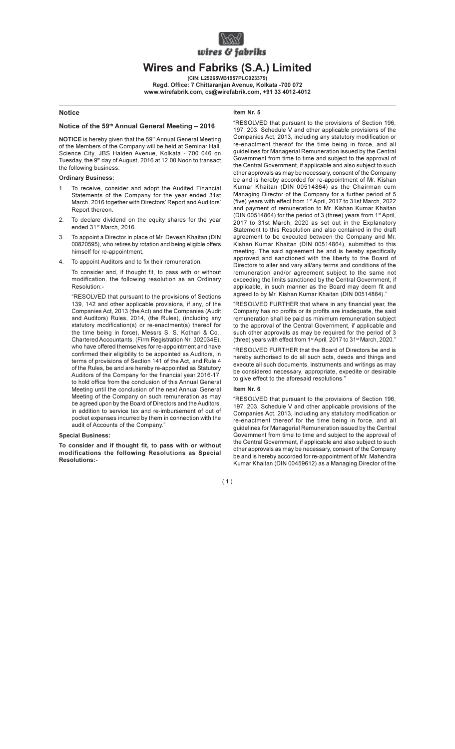wires & fabriks

# Wires and Fabriks (S.A.) Limited

**(CIN: L29265WB1957PLC023379)**
**Regd. Office: 7 Chittaranjan Avenue, Kolkata -700 072**
**www.wirefabrik.com, cs@wirefabrik.com, +91 33 4012-4012**

## Notice

### Notice of the 59th Annual General Meeting – 2016

**NOTICE** is hereby given that the 59th Annual General Meeting of the Members of the Company will be held at Seminar Hall, Science City, JBS Halden Avenue, Kolkata - 700 046 on Tuesday, the 9th day of August, 2016 at 12.00 Noon to transact the following business:

**Ordinary Business:**

1. To receive, consider and adopt the Audited Financial Statements of the Company for the year ended 31st March, 2016 together with Directors' Report and Auditors' Report thereon.
2. To declare dividend on the equity shares for the year ended 31st March, 2016.
3. To appoint a Director in place of Mr. Devesh Khaitan (DIN 00820595), who retires by rotation and being eligible offers himself for re-appointment.
4. To appoint Auditors and to fix their remuneration.

   To consider and, if thought fit, to pass with or without modification, the following resolution as an Ordinary Resolution:-

   "RESOLVED that pursuant to the provisions of Sections 139, 142 and other applicable provisions, if any, of the Companies Act, 2013 (the Act) and the Companies (Audit and Auditors) Rules, 2014, (the Rules), (including any statutory modification(s) or re-enactment(s) thereof for the time being in force), Messrs S. S. Kothari & Co., Chartered Accountants, (Firm Registration Nr. 302034E), who have offered themselves for re-appointment and have confirmed their eligibility to be appointed as Auditors, in terms of provisions of Section 141 of the Act, and Rule 4 of the Rules, be and are hereby re-appointed as Statutory Auditors of the Company for the financial year 2016-17, to hold office from the conclusion of this Annual General Meeting until the conclusion of the next Annual General Meeting of the Company on such remuneration as may be agreed upon by the Board of Directors and the Auditors, in addition to service tax and re-imbursement of out of pocket expenses incurred by them in connection with the audit of Accounts of the Company."

**Special Business:**

**To consider and if thought fit, to pass with or without modifications the following Resolutions as Special Resolutions:-**

#### Item Nr. 5

"RESOLVED that pursuant to the provisions of Section 196, 197, 203, Schedule V and other applicable provisions of the Companies Act, 2013, including any statutory modification or re-enactment thereof for the time being in force, and all guidelines for Managerial Remuneration issued by the Central Government from time to time and subject to the approval of the Central Government, if applicable and also subject to such other approvals as may be necessary, consent of the Company be and is hereby accorded for re-appointment of Mr. Kishan Kumar Khaitan (DIN 00514864) as the Chairman cum Managing Director of the Company for a further period of 5 (five) years with effect from 1st April, 2017 to 31st March, 2022 and payment of remuneration to Mr. Kishan Kumar Khaitan (DIN 00514864) for the period of 3 (three) years from 1st April, 2017 to 31st March, 2020 as set out in the Explanatory Statement to this Resolution and also contained in the draft agreement to be executed between the Company and Mr. Kishan Kumar Khaitan (DIN 00514864), submitted to this meeting. The said agreement be and is hereby specifically approved and sanctioned with the liberty to the Board of Directors to alter and vary all/any terms and conditions of the remuneration and/or agreement subject to the same not exceeding the limits sanctioned by the Central Government, if applicable, in such manner as the Board may deem fit and agreed to by Mr. Kishan Kumar Khaitan (DIN 00514864)."

"RESOLVED FURTHER that where in any financial year, the Company has no profits or its profits are inadequate, the said remuneration shall be paid as minimum remuneration subject to the approval of the Central Government, if applicable and such other approvals as may be required for the period of 3 (three) years with effect from 1st April, 2017 to 31st March, 2020."

"RESOLVED FURTHER that the Board of Directors be and is hereby authorised to do all such acts, deeds and things and execute all such documents, instruments and writings as may be considered necessary, appropriate, expedite or desirable to give effect to the aforesaid resolutions."

#### Item Nr. 6

"RESOLVED that pursuant to the provisions of Section 196, 197, 203, Schedule V and other applicable provisions of the Companies Act, 2013, including any statutory modification or re-enactment thereof for the time being in force, and all guidelines for Managerial Remuneration issued by the Central Government from time to time and subject to the approval of the Central Government, if applicable and also subject to such other approvals as may be necessary, consent of the Company be and is hereby accorded for re-appointment of Mr. Mahendra Kumar Khaitan (DIN 00459612) as a Managing Director of the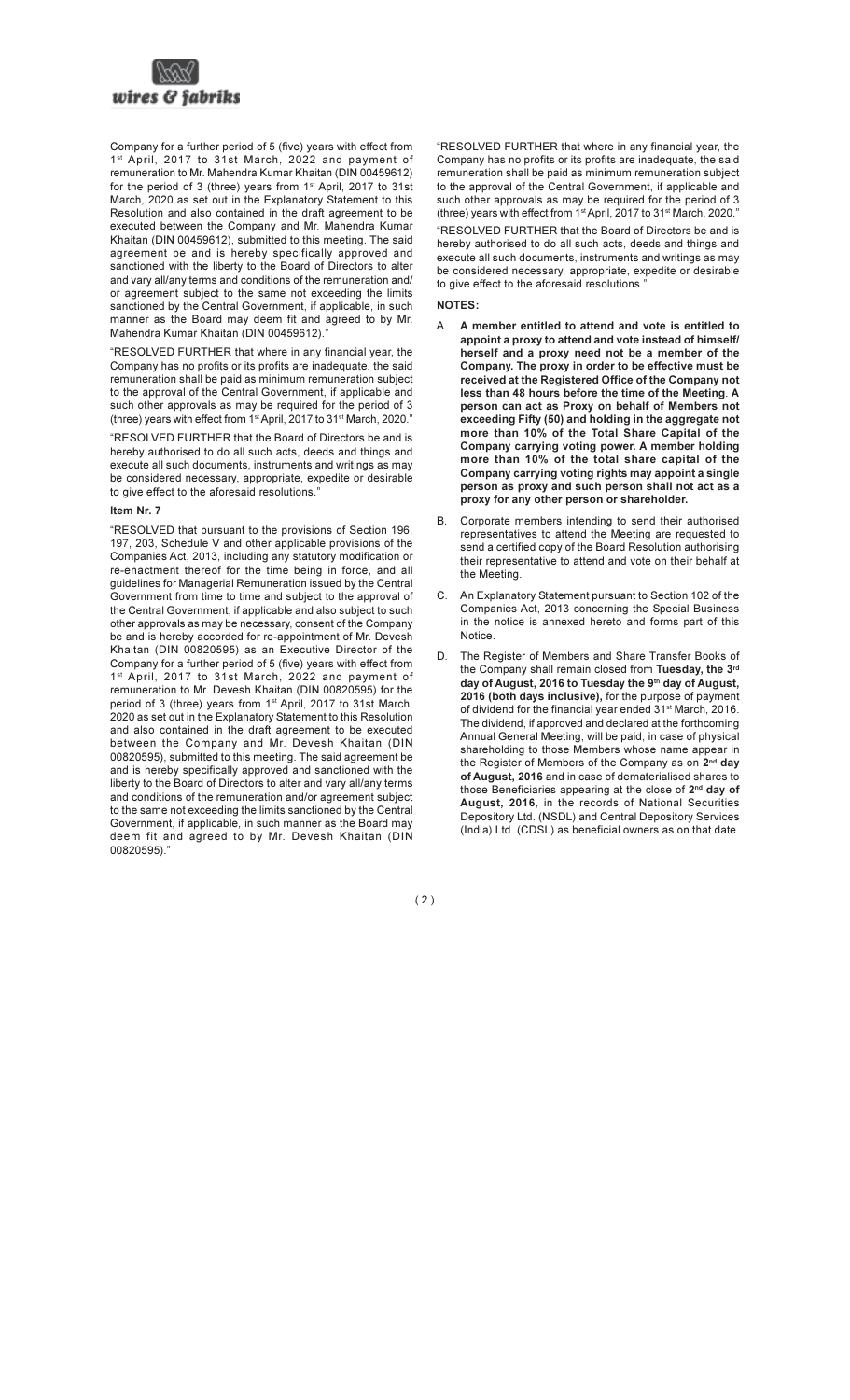Company for a further period of 5 (five) years with effect from 1st April, 2017 to 31st March, 2022 and payment of remuneration to Mr. Mahendra Kumar Khaitan (DIN 00459612) for the period of 3 (three) years from 1st April, 2017 to 31st March, 2020 as set out in the Explanatory Statement to this Resolution and also contained in the draft agreement to be executed between the Company and Mr. Mahendra Kumar Khaitan (DIN 00459612), submitted to this meeting. The said agreement be and is hereby specifically approved and sanctioned with the liberty to the Board of Directors to alter and vary all/any terms and conditions of the remuneration and/ or agreement subject to the same not exceeding the limits sanctioned by the Central Government, if applicable, in such manner as the Board may deem fit and agreed to by Mr. Mahendra Kumar Khaitan (DIN 00459612)."

"RESOLVED FURTHER that where in any financial year, the Company has no profits or its profits are inadequate, the said remuneration shall be paid as minimum remuneration subject to the approval of the Central Government, if applicable and such other approvals as may be required for the period of 3 (three) years with effect from 1st April, 2017 to 31st March, 2020."

"RESOLVED FURTHER that the Board of Directors be and is hereby authorised to do all such acts, deeds and things and execute all such documents, instruments and writings as may be considered necessary, appropriate, expedite or desirable to give effect to the aforesaid resolutions."

**Item Nr. 7**

"RESOLVED that pursuant to the provisions of Section 196, 197, 203, Schedule V and other applicable provisions of the Companies Act, 2013, including any statutory modification or re-enactment thereof for the time being in force, and all guidelines for Managerial Remuneration issued by the Central Government from time to time and subject to the approval of the Central Government, if applicable and also subject to such other approvals as may be necessary, consent of the Company be and is hereby accorded for re-appointment of Mr. Devesh Khaitan (DIN 00820595) as an Executive Director of the Company for a further period of 5 (five) years with effect from 1st April, 2017 to 31st March, 2022 and payment of remuneration to Mr. Devesh Khaitan (DIN 00820595) for the period of 3 (three) years from 1st April, 2017 to 31st March, 2020 as set out in the Explanatory Statement to this Resolution and also contained in the draft agreement to be executed between the Company and Mr. Devesh Khaitan (DIN 00820595), submitted to this meeting. The said agreement be and is hereby specifically approved and sanctioned with the liberty to the Board of Directors to alter and vary all/any terms and conditions of the remuneration and/or agreement subject to the same not exceeding the limits sanctioned by the Central Government, if applicable, in such manner as the Board may deem fit and agreed to by Mr. Devesh Khaitan (DIN 00820595)."

"RESOLVED FURTHER that where in any financial year, the Company has no profits or its profits are inadequate, the said remuneration shall be paid as minimum remuneration subject to the approval of the Central Government, if applicable and such other approvals as may be required for the period of 3 (three) years with effect from 1st April, 2017 to 31st March, 2020."

"RESOLVED FURTHER that the Board of Directors be and is hereby authorised to do all such acts, deeds and things and execute all such documents, instruments and writings as may be considered necessary, appropriate, expedite or desirable to give effect to the aforesaid resolutions."

**NOTES:**

A. **A member entitled to attend and vote is entitled to appoint a proxy to attend and vote instead of himself/ herself and a proxy need not be a member of the Company. The proxy in order to be effective must be received at the Registered Office of the Company not less than 48 hours before the time of the Meeting. A person can act as Proxy on behalf of Members not exceeding Fifty (50) and holding in the aggregate not more than 10% of the Total Share Capital of the Company carrying voting power. A member holding more than 10% of the total share capital of the Company carrying voting rights may appoint a single person as proxy and such person shall not act as a proxy for any other person or shareholder.**

B. Corporate members intending to send their authorised representatives to attend the Meeting are requested to send a certified copy of the Board Resolution authorising their representative to attend and vote on their behalf at the Meeting.

C. An Explanatory Statement pursuant to Section 102 of the Companies Act, 2013 concerning the Special Business in the notice is annexed hereto and forms part of this Notice.

D. The Register of Members and Share Transfer Books of the Company shall remain closed from **Tuesday, the 3rd day of August, 2016 to Tuesday the 9th day of August, 2016 (both days inclusive),** for the purpose of payment of dividend for the financial year ended 31st March, 2016. The dividend, if approved and declared at the forthcoming Annual General Meeting, will be paid, in case of physical shareholding to those Members whose name appear in the Register of Members of the Company as on **2nd day of August, 2016** and in case of dematerialised shares to those Beneficiaries appearing at the close of **2nd day of August, 2016**, in the records of National Securities Depository Ltd. (NSDL) and Central Depository Services (India) Ltd. (CDSL) as beneficial owners as on that date.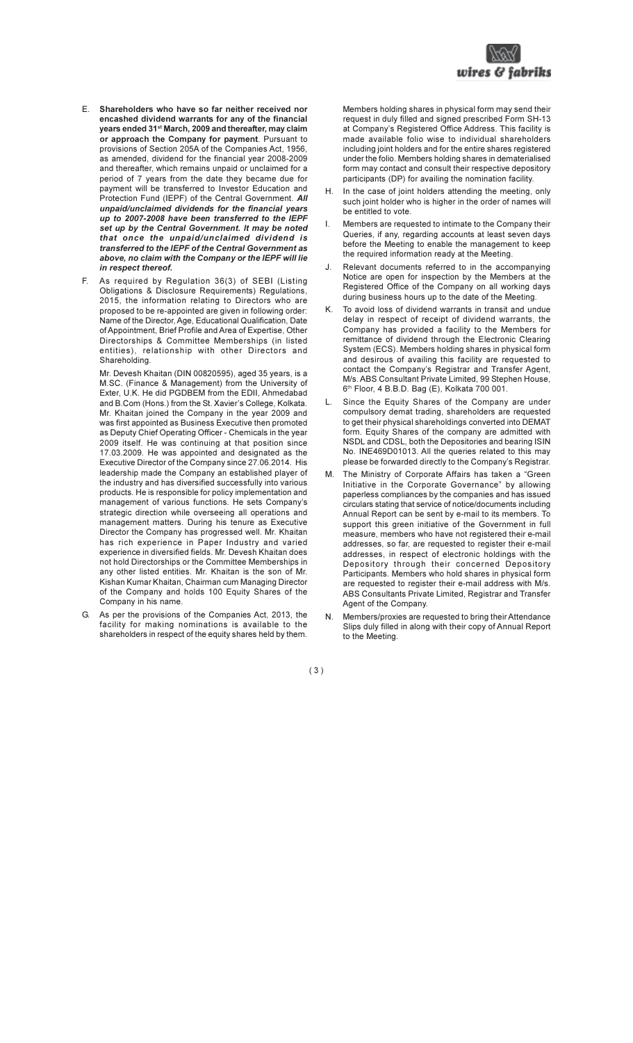E. **Shareholders who have so far neither received nor encashed dividend warrants for any of the financial years ended 31st March, 2009 and thereafter, may claim or approach the Company for payment**. Pursuant to provisions of Section 205A of the Companies Act, 1956, as amended, dividend for the financial year 2008-2009 and thereafter, which remains unpaid or unclaimed for a period of 7 years from the date they became due for payment will be transferred to Investor Education and Protection Fund (IEPF) of the Central Government. ***All unpaid/unclaimed dividends for the financial years up to 2007-2008 have been transferred to the IEPF set up by the Central Government. It may be noted that once the unpaid/unclaimed dividend is transferred to the IEPF of the Central Government as above, no claim with the Company or the IEPF will lie in respect thereof.***

F. As required by Regulation 36(3) of SEBI (Listing Obligations & Disclosure Requirements) Regulations, 2015, the information relating to Directors who are proposed to be re-appointed are given in following order: Name of the Director, Age, Educational Qualification, Date of Appointment, Brief Profile and Area of Expertise, Other Directorships & Committee Memberships (in listed entities), relationship with other Directors and Shareholding.

   Mr. Devesh Khaitan (DIN 00820595), aged 35 years, is a M.SC. (Finance & Management) from the University of Exter, U.K. He did PGDBEM from the EDII, Ahmedabad and B.Com (Hons.) from the St. Xavier's College, Kolkata. Mr. Khaitan joined the Company in the year 2009 and was first appointed as Business Executive then promoted as Deputy Chief Operating Officer - Chemicals in the year 2009 itself. He was continuing at that position since 17.03.2009. He was appointed and designated as the Executive Director of the Company since 27.06.2014. His leadership made the Company an established player of the industry and has diversified successfully into various products. He is responsible for policy implementation and management of various functions. He sets Company's strategic direction while overseeing all operations and management matters. During his tenure as Executive Director the Company has progressed well. Mr. Khaitan has rich experience in Paper Industry and varied experience in diversified fields. Mr. Devesh Khaitan does not hold Directorships or the Committee Memberships in any other listed entities. Mr. Khaitan is the son of Mr. Kishan Kumar Khaitan, Chairman cum Managing Director of the Company and holds 100 Equity Shares of the Company in his name.

G. As per the provisions of the Companies Act, 2013, the facility for making nominations is available to the shareholders in respect of the equity shares held by them. Members holding shares in physical form may send their request in duly filled and signed prescribed Form SH-13 at Company's Registered Office Address. This facility is made available folio wise to individual shareholders including joint holders and for the entire shares registered under the folio. Members holding shares in dematerialised form may contact and consult their respective depository participants (DP) for availing the nomination facility.

H. In the case of joint holders attending the meeting, only such joint holder who is higher in the order of names will be entitled to vote.

I. Members are requested to intimate to the Company their Queries, if any, regarding accounts at least seven days before the Meeting to enable the management to keep the required information ready at the Meeting.

J. Relevant documents referred to in the accompanying Notice are open for inspection by the Members at the Registered Office of the Company on all working days during business hours up to the date of the Meeting.

K. To avoid loss of dividend warrants in transit and undue delay in respect of receipt of dividend warrants, the Company has provided a facility to the Members for remittance of dividend through the Electronic Clearing System (ECS). Members holding shares in physical form and desirous of availing this facility are requested to contact the Company's Registrar and Transfer Agent, M/s. ABS Consultant Private Limited, 99 Stephen House, 6th Floor, 4 B.B.D. Bag (E), Kolkata 700 001.

L. Since the Equity Shares of the Company are under compulsory demat trading, shareholders are requested to get their physical shareholdings converted into DEMAT form. Equity Shares of the company are admitted with NSDL and CDSL, both the Depositories and bearing ISIN No. INE469D01013. All the queries related to this may please be forwarded directly to the Company's Registrar.

M. The Ministry of Corporate Affairs has taken a "Green Initiative in the Corporate Governance" by allowing paperless compliances by the companies and has issued circulars stating that service of notice/documents including Annual Report can be sent by e-mail to its members. To support this green initiative of the Government in full measure, members who have not registered their e-mail addresses, so far, are requested to register their e-mail addresses, in respect of electronic holdings with the Depository through their concerned Depository Participants. Members who hold shares in physical form are requested to register their e-mail address with M/s. ABS Consultants Private Limited, Registrar and Transfer Agent of the Company.

N. Members/proxies are requested to bring their Attendance Slips duly filled in along with their copy of Annual Report to the Meeting.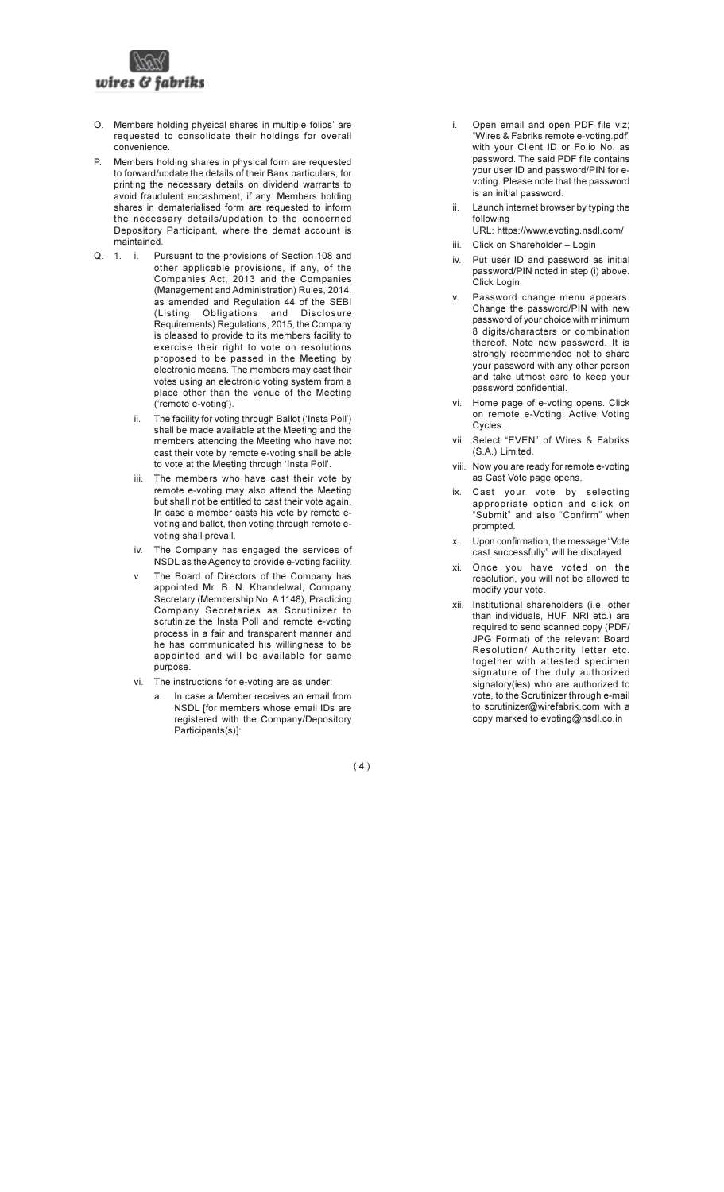O. Members holding physical shares in multiple folios' are requested to consolidate their holdings for overall convenience.

P. Members holding shares in physical form are requested to forward/update the details of their Bank particulars, for printing the necessary details on dividend warrants to avoid fraudulent encashment, if any. Members holding shares in dematerialised form are requested to inform the necessary details/updation to the concerned Depository Participant, where the demat account is maintained.

Q. 1. i. Pursuant to the provisions of Section 108 and other applicable provisions, if any, of the Companies Act, 2013 and the Companies (Management and Administration) Rules, 2014, as amended and Regulation 44 of the SEBI (Listing Obligations and Disclosure Requirements) Regulations, 2015, the Company is pleased to provide to its members facility to exercise their right to vote on resolutions proposed to be passed in the Meeting by electronic means. The members may cast their votes using an electronic voting system from a place other than the venue of the Meeting ('remote e-voting').

ii. The facility for voting through Ballot ('Insta Poll') shall be made available at the Meeting and the members attending the Meeting who have not cast their vote by remote e-voting shall be able to vote at the Meeting through 'Insta Poll'.

iii. The members who have cast their vote by remote e-voting may also attend the Meeting but shall not be entitled to cast their vote again. In case a member casts his vote by remote e-voting and ballot, then voting through remote e-voting shall prevail.

iv. The Company has engaged the services of NSDL as the Agency to provide e-voting facility.

v. The Board of Directors of the Company has appointed Mr. B. N. Khandelwal, Company Secretary (Membership No. A 1148), Practicing Company Secretaries as Scrutinizer to scrutinize the Insta Poll and remote e-voting process in a fair and transparent manner and he has communicated his willingness to be appointed and will be available for same purpose.

vi. The instructions for e-voting are as under:

a. In case a Member receives an email from NSDL [for members whose email IDs are registered with the Company/Depository Participants(s)]:

i. Open email and open PDF file viz; "Wires & Fabriks remote e-voting.pdf" with your Client ID or Folio No. as password. The said PDF file contains your user ID and password/PIN for e-voting. Please note that the password is an initial password.

ii. Launch internet browser by typing the following URL: https://www.evoting.nsdl.com/

iii. Click on Shareholder – Login

iv. Put user ID and password as initial password/PIN noted in step (i) above. Click Login.

v. Password change menu appears. Change the password/PIN with new password of your choice with minimum 8 digits/characters or combination thereof. Note new password. It is strongly recommended not to share your password with any other person and take utmost care to keep your password confidential.

vi. Home page of e-voting opens. Click on remote e-Voting: Active Voting Cycles.

vii. Select "EVEN" of Wires & Fabriks (S.A.) Limited.

viii. Now you are ready for remote e-voting as Cast Vote page opens.

ix. Cast your vote by selecting appropriate option and click on "Submit" and also "Confirm" when prompted.

x. Upon confirmation, the message "Vote cast successfully" will be displayed.

xi. Once you have voted on the resolution, you will not be allowed to modify your vote.

xii. Institutional shareholders (i.e. other than individuals, HUF, NRI etc.) are required to send scanned copy (PDF/JPG Format) of the relevant Board Resolution/ Authority letter etc. together with attested specimen signature of the duly authorized signatory(ies) who are authorized to vote, to the Scrutinizer through e-mail to scrutinizer@wirefabrik.com with a copy marked to evoting@nsdl.co.in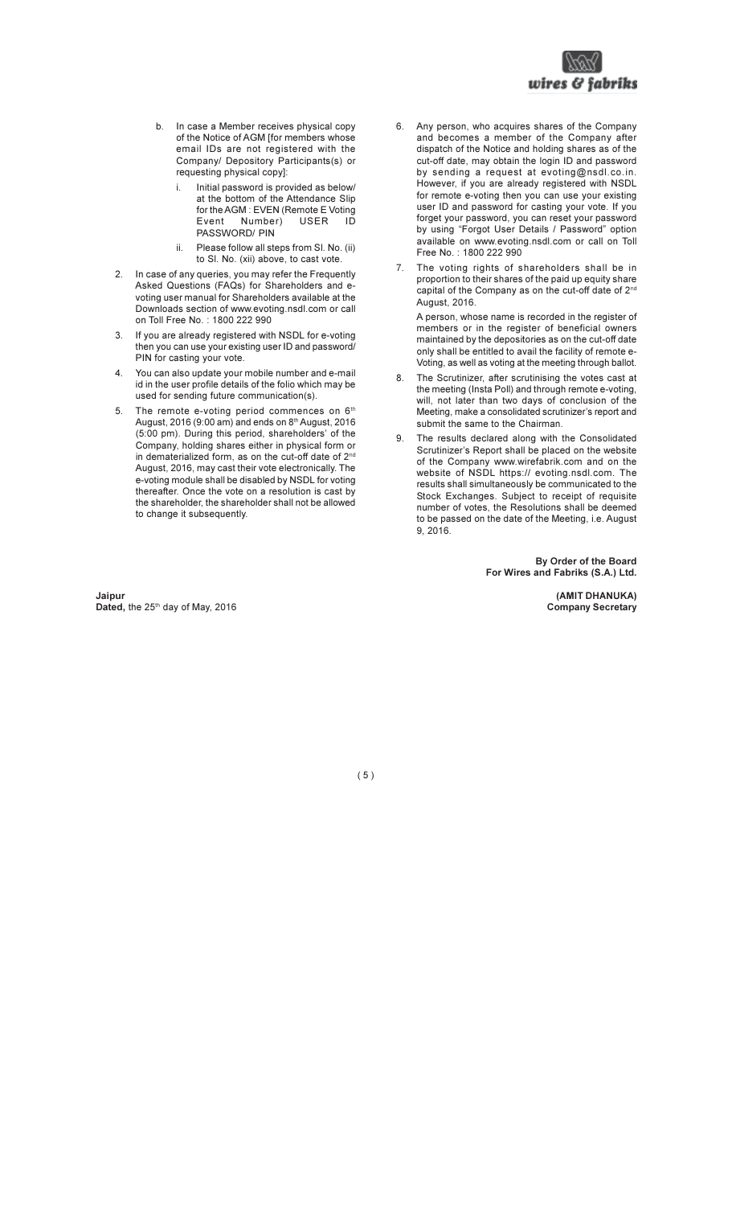b. In case a Member receives physical copy of the Notice of AGM [for members whose email IDs are not registered with the Company/ Depository Participants(s) or requesting physical copy]:

   i. Initial password is provided as below/ at the bottom of the Attendance Slip for the AGM : EVEN (Remote E Voting Event Number) USER ID PASSWORD/ PIN

   ii. Please follow all steps from Sl. No. (ii) to Sl. No. (xii) above, to cast vote.

2. In case of any queries, you may refer the Frequently Asked Questions (FAQs) for Shareholders and e-voting user manual for Shareholders available at the Downloads section of www.evoting.nsdl.com or call on Toll Free No. : 1800 222 990

3. If you are already registered with NSDL for e-voting then you can use your existing user ID and password/ PIN for casting your vote.

4. You can also update your mobile number and e-mail id in the user profile details of the folio which may be used for sending future communication(s).

5. The remote e-voting period commences on 6th August, 2016 (9:00 am) and ends on 8th August, 2016 (5:00 pm). During this period, shareholders' of the Company, holding shares either in physical form or in dematerialized form, as on the cut-off date of 2nd August, 2016, may cast their vote electronically. The e-voting module shall be disabled by NSDL for voting thereafter. Once the vote on a resolution is cast by the shareholder, the shareholder shall not be allowed to change it subsequently.

6. Any person, who acquires shares of the Company and becomes a member of the Company after dispatch of the Notice and holding shares as of the cut-off date, may obtain the login ID and password by sending a request at evoting@nsdl.co.in. However, if you are already registered with NSDL for remote e-voting then you can use your existing user ID and password for casting your vote. If you forget your password, you can reset your password by using "Forgot User Details / Password" option available on www.evoting.nsdl.com or call on Toll Free No. : 1800 222 990

7. The voting rights of shareholders shall be in proportion to their shares of the paid up equity share capital of the Company as on the cut-off date of 2nd August, 2016.

   A person, whose name is recorded in the register of members or in the register of beneficial owners maintained by the depositories as on the cut-off date only shall be entitled to avail the facility of remote e-Voting, as well as voting at the meeting through ballot.

8. The Scrutinizer, after scrutinising the votes cast at the meeting (Insta Poll) and through remote e-voting, will, not later than two days of conclusion of the Meeting, make a consolidated scrutinizer's report and submit the same to the Chairman.

9. The results declared along with the Consolidated Scrutinizer's Report shall be placed on the website of the Company www.wirefabrik.com and on the website of NSDL https:// evoting.nsdl.com. The results shall simultaneously be communicated to the Stock Exchanges. Subject to receipt of requisite number of votes, the Resolutions shall be deemed to be passed on the date of the Meeting, i.e. August 9, 2016.

**By Order of the Board**
**For Wires and Fabriks (S.A.) Ltd.**

**Jaipur**
**Dated,** the 25th day of May, 2016

**(AMIT DHANUKA)**
**Company Secretary**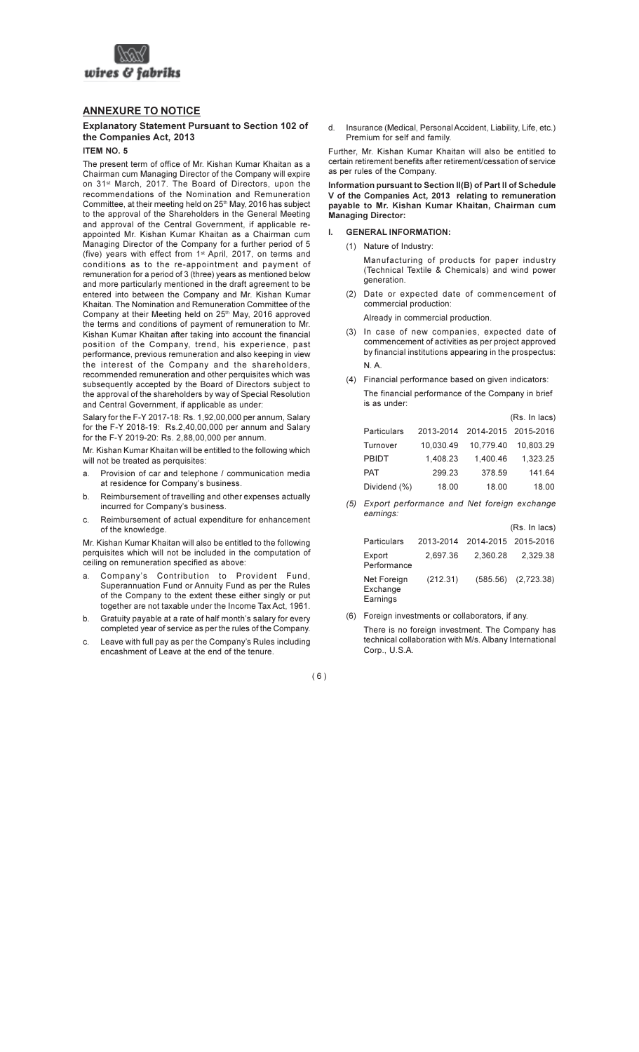## ANNEXURE TO NOTICE

### Explanatory Statement Pursuant to Section 102 of the Companies Act, 2013

#### ITEM NO. 5

The present term of office of Mr. Kishan Kumar Khaitan as a Chairman cum Managing Director of the Company will expire on 31st March, 2017. The Board of Directors, upon the recommendations of the Nomination and Remuneration Committee, at their meeting held on 25th May, 2016 has subject to the approval of the Shareholders in the General Meeting and approval of the Central Government, if applicable re-appointed Mr. Kishan Kumar Khaitan as a Chairman cum Managing Director of the Company for a further period of 5 (five) years with effect from 1st April, 2017, on terms and conditions as to the re-appointment and payment of remuneration for a period of 3 (three) years as mentioned below and more particularly mentioned in the draft agreement to be entered into between the Company and Mr. Kishan Kumar Khaitan. The Nomination and Remuneration Committee of the Company at their Meeting held on 25th May, 2016 approved the terms and conditions of payment of remuneration to Mr. Kishan Kumar Khaitan after taking into account the financial position of the Company, trend, his experience, past performance, previous remuneration and also keeping in view the interest of the Company and the shareholders, recommended remuneration and other perquisites which was subsequently accepted by the Board of Directors subject to the approval of the shareholders by way of Special Resolution and Central Government, if applicable as under:

Salary for the F-Y 2017-18: Rs. 1,92,00,000 per annum, Salary for the F-Y 2018-19: Rs.2,40,00,000 per annum and Salary for the F-Y 2019-20: Rs. 2,88,00,000 per annum.

Mr. Kishan Kumar Khaitan will be entitled to the following which will not be treated as perquisites:

a. Provision of car and telephone / communication media at residence for Company's business.
b. Reimbursement of travelling and other expenses actually incurred for Company's business.
c. Reimbursement of actual expenditure for enhancement of the knowledge.

Mr. Kishan Kumar Khaitan will also be entitled to the following perquisites which will not be included in the computation of ceiling on remuneration specified as above:

a. Company's Contribution to Provident Fund, Superannuation Fund or Annuity Fund as per the Rules of the Company to the extent these either singly or put together are not taxable under the Income Tax Act, 1961.
b. Gratuity payable at a rate of half month's salary for every completed year of service as per the rules of the Company.
c. Leave with full pay as per the Company's Rules including encashment of Leave at the end of the tenure.
d. Insurance (Medical, Personal Accident, Liability, Life, etc.) Premium for self and family.

Further, Mr. Kishan Kumar Khaitan will also be entitled to certain retirement benefits after retirement/cessation of service as per rules of the Company.

**Information pursuant to Section II(B) of Part II of Schedule V of the Companies Act, 2013 relating to remuneration payable to Mr. Kishan Kumar Khaitan, Chairman cum Managing Director:**

**I. GENERAL INFORMATION:**

(1) Nature of Industry:

Manufacturing of products for paper industry (Technical Textile & Chemicals) and wind power generation.

(2) Date or expected date of commencement of commercial production:

Already in commercial production.

(3) In case of new companies, expected date of commencement of activities as per project approved by financial institutions appearing in the prospectus:

N. A.

(4) Financial performance based on given indicators:

The financial performance of the Company in brief is as under:

(Rs. In lacs)

| Particulars | 2013-2014 | 2014-2015 | 2015-2016 |
|---|---|---|---|
| Turnover | 10,030.49 | 10,779.40 | 10,803.29 |
| PBIDT | 1,408.23 | 1,400.46 | 1,323.25 |
| PAT | 299.23 | 378.59 | 141.64 |
| Dividend (%) | 18.00 | 18.00 | 18.00 |

*(5) Export performance and Net foreign exchange earnings:*

(Rs. In lacs)

| Particulars | 2013-2014 | 2014-2015 | 2015-2016 |
|---|---|---|---|
| Export Performance | 2,697.36 | 2,360.28 | 2,329.38 |
| Net Foreign Exchange Earnings | (212.31) | (585.56) | (2,723.38) |

(6) Foreign investments or collaborators, if any.

There is no foreign investment. The Company has technical collaboration with M/s. Albany International Corp., U.S.A.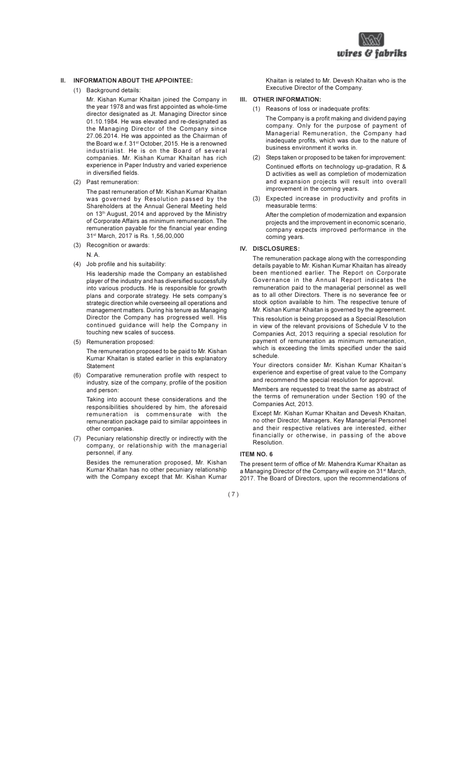## II. INFORMATION ABOUT THE APPOINTEE:

(1) Background details:

Mr. Kishan Kumar Khaitan joined the Company in the year 1978 and was first appointed as whole-time director designated as Jt. Managing Director since 01.10.1984. He was elevated and re-designated as the Managing Director of the Company since 27.06.2014. He was appointed as the Chairman of the Board w.e.f. 31st October, 2015. He is a renowned industrialist. He is on the Board of several companies. Mr. Kishan Kumar Khaitan has rich experience in Paper Industry and varied experience in diversified fields.

(2) Past remuneration:

The past remuneration of Mr. Kishan Kumar Khaitan was governed by Resolution passed by the Shareholders at the Annual General Meeting held on 13th August, 2014 and approved by the Ministry of Corporate Affairs as minimum remuneration. The remuneration payable for the financial year ending 31st March, 2017 is Rs. 1,56,00,000

(3) Recognition or awards:

N. A.

(4) Job profile and his suitability:

His leadership made the Company an established player of the industry and has diversified successfully into various products. He is responsible for growth plans and corporate strategy. He sets company's strategic direction while overseeing all operations and management matters. During his tenure as Managing Director the Company has progressed well. His continued guidance will help the Company in touching new scales of success.

(5) Remuneration proposed:

The remuneration proposed to be paid to Mr. Kishan Kumar Khaitan is stated earlier in this explanatory Statement

(6) Comparative remuneration profile with respect to industry, size of the company, profile of the position and person:

Taking into account these considerations and the responsibilities shouldered by him, the aforesaid remuneration is commensurate with the remuneration package paid to similar appointees in other companies.

(7) Pecuniary relationship directly or indirectly with the company, or relationship with the managerial personnel, if any.

Besides the remuneration proposed, Mr. Kishan Kumar Khaitan has no other pecuniary relationship with the Company except that Mr. Kishan Kumar Khaitan is related to Mr. Devesh Khaitan who is the Executive Director of the Company.

## III. OTHER INFORMATION:

(1) Reasons of loss or inadequate profits:

The Company is a profit making and dividend paying company. Only for the purpose of payment of Managerial Remuneration, the Company had inadequate profits, which was due to the nature of business environment it works in.

(2) Steps taken or proposed to be taken for improvement:

Continued efforts on technology up-gradation, R & D activities as well as completion of modernization and expansion projects will result into overall improvement in the coming years.

(3) Expected increase in productivity and profits in measurable terms:

After the completion of modernization and expansion projects and the improvement in economic scenario, company expects improved performance in the coming years.

## IV. DISCLOSURES:

The remuneration package along with the corresponding details payable to Mr. Kishan Kumar Khaitan has already been mentioned earlier. The Report on Corporate Governance in the Annual Report indicates the remuneration paid to the managerial personnel as well as to all other Directors. There is no severance fee or stock option available to him. The respective tenure of Mr. Kishan Kumar Khaitan is governed by the agreement.

This resolution is being proposed as a Special Resolution in view of the relevant provisions of Schedule V to the Companies Act, 2013 requiring a special resolution for payment of remuneration as minimum remuneration, which is exceeding the limits specified under the said schedule.

Your directors consider Mr. Kishan Kumar Khaitan's experience and expertise of great value to the Company and recommend the special resolution for approval.

Members are requested to treat the same as abstract of the terms of remuneration under Section 190 of the Companies Act, 2013.

Except Mr. Kishan Kumar Khaitan and Devesh Khaitan, no other Director, Managers, Key Managerial Personnel and their respective relatives are interested, either financially or otherwise, in passing of the above Resolution.

### ITEM NO. 6

The present term of office of Mr. Mahendra Kumar Khaitan as a Managing Director of the Company will expire on 31st March, 2017. The Board of Directors, upon the recommendations of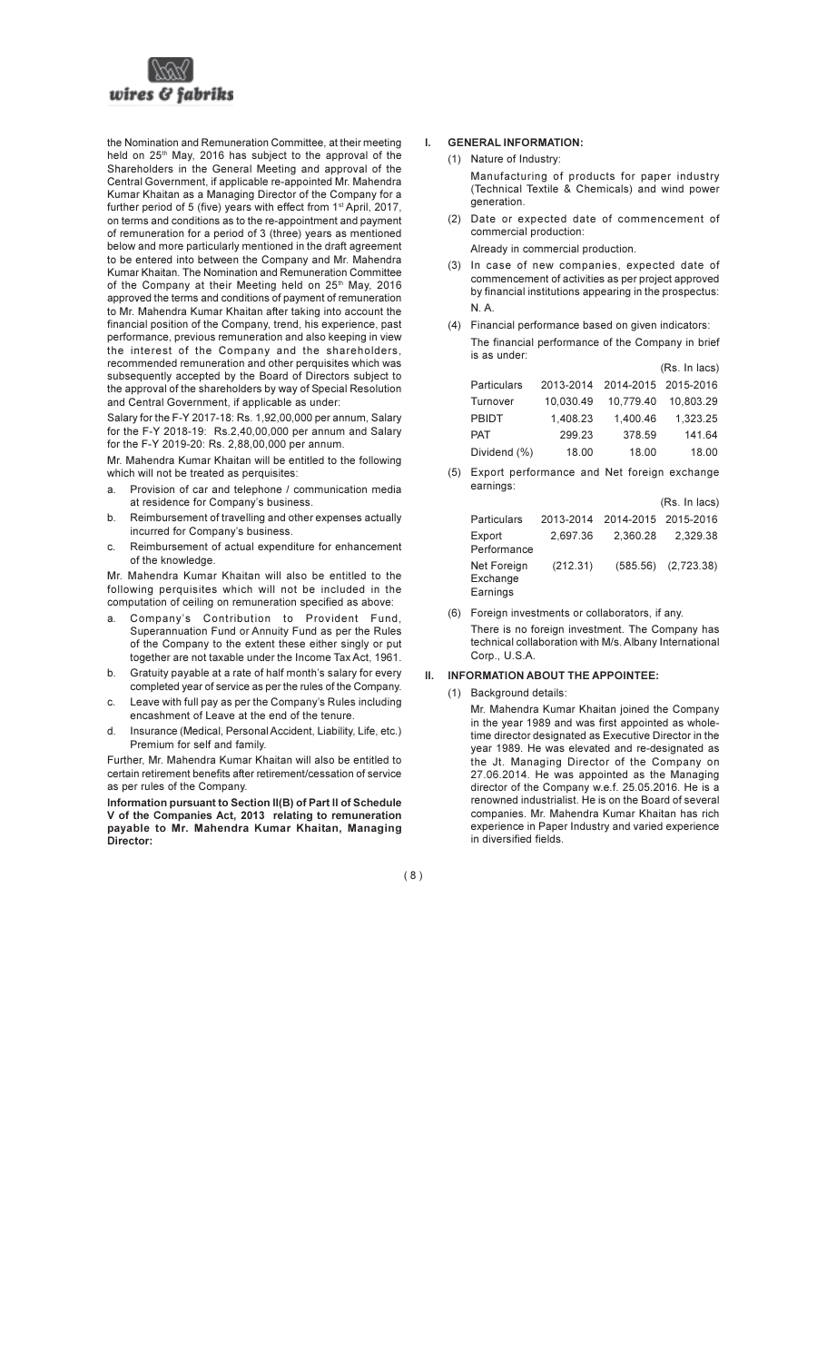the Nomination and Remuneration Committee, at their meeting held on 25th May, 2016 has subject to the approval of the Shareholders in the General Meeting and approval of the Central Government, if applicable re-appointed Mr. Mahendra Kumar Khaitan as a Managing Director of the Company for a further period of 5 (five) years with effect from 1st April, 2017, on terms and conditions as to the re-appointment and payment of remuneration for a period of 3 (three) years as mentioned below and more particularly mentioned in the draft agreement to be entered into between the Company and Mr. Mahendra Kumar Khaitan. The Nomination and Remuneration Committee of the Company at their Meeting held on 25th May, 2016 approved the terms and conditions of payment of remuneration to Mr. Mahendra Kumar Khaitan after taking into account the financial position of the Company, trend, his experience, past performance, previous remuneration and also keeping in view the interest of the Company and the shareholders, recommended remuneration and other perquisites which was subsequently accepted by the Board of Directors subject to the approval of the shareholders by way of Special Resolution and Central Government, if applicable as under:

Salary for the F-Y 2017-18: Rs. 1,92,00,000 per annum, Salary for the F-Y 2018-19: Rs.2,40,00,000 per annum and Salary for the F-Y 2019-20: Rs. 2,88,00,000 per annum.

Mr. Mahendra Kumar Khaitan will be entitled to the following which will not be treated as perquisites:

a. Provision of car and telephone / communication media at residence for Company's business.
b. Reimbursement of travelling and other expenses actually incurred for Company's business.
c. Reimbursement of actual expenditure for enhancement of the knowledge.

Mr. Mahendra Kumar Khaitan will also be entitled to the following perquisites which will not be included in the computation of ceiling on remuneration specified as above:

a. Company's Contribution to Provident Fund, Superannuation Fund or Annuity Fund as per the Rules of the Company to the extent these either singly or put together are not taxable under the Income Tax Act, 1961.
b. Gratuity payable at a rate of half month's salary for every completed year of service as per the rules of the Company.
c. Leave with full pay as per the Company's Rules including encashment of Leave at the end of the tenure.
d. Insurance (Medical, Personal Accident, Liability, Life, etc.) Premium for self and family.

Further, Mr. Mahendra Kumar Khaitan will also be entitled to certain retirement benefits after retirement/cessation of service as per rules of the Company.

**Information pursuant to Section II(B) of Part II of Schedule V of the Companies Act, 2013 relating to remuneration payable to Mr. Mahendra Kumar Khaitan, Managing Director:**

## I. GENERAL INFORMATION:

(1) Nature of Industry:

Manufacturing of products for paper industry (Technical Textile & Chemicals) and wind power generation.

(2) Date or expected date of commencement of commercial production:

Already in commercial production.

(3) In case of new companies, expected date of commencement of activities as per project approved by financial institutions appearing in the prospectus:

N. A.

(4) Financial performance based on given indicators:

The financial performance of the Company in brief is as under:

(Rs. In lacs)

| Particulars | 2013-2014 | 2014-2015 | 2015-2016 |
|---|---|---|---|
| Turnover | 10,030.49 | 10,779.40 | 10,803.29 |
| PBIDT | 1,408.23 | 1,400.46 | 1,323.25 |
| PAT | 299.23 | 378.59 | 141.64 |
| Dividend (%) | 18.00 | 18.00 | 18.00 |

(5) Export performance and Net foreign exchange earnings:

(Rs. In lacs)

| Particulars | 2013-2014 | 2014-2015 | 2015-2016 |
|---|---|---|---|
| Export Performance | 2,697.36 | 2,360.28 | 2,329.38 |
| Net Foreign Exchange Earnings | (212.31) | (585.56) | (2,723.38) |

(6) Foreign investments or collaborators, if any.

There is no foreign investment. The Company has technical collaboration with M/s. Albany International Corp., U.S.A.

## II. INFORMATION ABOUT THE APPOINTEE:

(1) Background details:

Mr. Mahendra Kumar Khaitan joined the Company in the year 1989 and was first appointed as whole-time director designated as Executive Director in the year 1989. He was elevated and re-designated as the Jt. Managing Director of the Company on 27.06.2014. He was appointed as the Managing director of the Company w.e.f. 25.05.2016. He is a renowned industrialist. He is on the Board of several companies. Mr. Mahendra Kumar Khaitan has rich experience in Paper Industry and varied experience in diversified fields.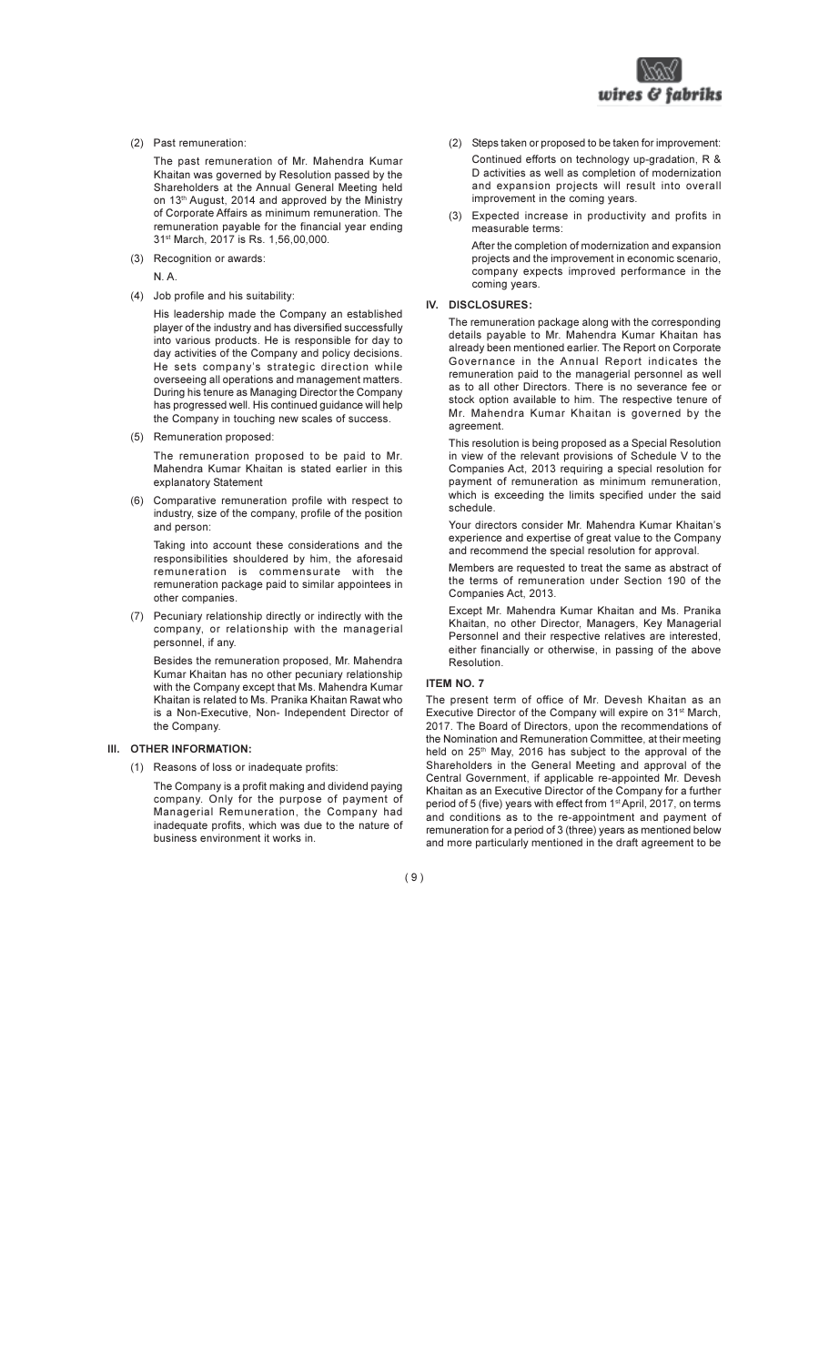(2) Past remuneration:

The past remuneration of Mr. Mahendra Kumar Khaitan was governed by Resolution passed by the Shareholders at the Annual General Meeting held on 13th August, 2014 and approved by the Ministry of Corporate Affairs as minimum remuneration. The remuneration payable for the financial year ending 31st March, 2017 is Rs. 1,56,00,000.

(3) Recognition or awards:

N. A.

(4) Job profile and his suitability:

His leadership made the Company an established player of the industry and has diversified successfully into various products. He is responsible for day to day activities of the Company and policy decisions. He sets company's strategic direction while overseeing all operations and management matters. During his tenure as Managing Director the Company has progressed well. His continued guidance will help the Company in touching new scales of success.

(5) Remuneration proposed:

The remuneration proposed to be paid to Mr. Mahendra Kumar Khaitan is stated earlier in this explanatory Statement

(6) Comparative remuneration profile with respect to industry, size of the company, profile of the position and person:

Taking into account these considerations and the responsibilities shouldered by him, the aforesaid remuneration is commensurate with the remuneration package paid to similar appointees in other companies.

(7) Pecuniary relationship directly or indirectly with the company, or relationship with the managerial personnel, if any.

Besides the remuneration proposed, Mr. Mahendra Kumar Khaitan has no other pecuniary relationship with the Company except that Ms. Mahendra Kumar Khaitan is related to Ms. Pranika Khaitan Rawat who is a Non-Executive, Non- Independent Director of the Company.

## III. OTHER INFORMATION:

(1) Reasons of loss or inadequate profits:

The Company is a profit making and dividend paying company. Only for the purpose of payment of Managerial Remuneration, the Company had inadequate profits, which was due to the nature of business environment it works in.

(2) Steps taken or proposed to be taken for improvement:

Continued efforts on technology up-gradation, R & D activities as well as completion of modernization and expansion projects will result into overall improvement in the coming years.

(3) Expected increase in productivity and profits in measurable terms:

After the completion of modernization and expansion projects and the improvement in economic scenario, company expects improved performance in the coming years.

## IV. DISCLOSURES:

The remuneration package along with the corresponding details payable to Mr. Mahendra Kumar Khaitan has already been mentioned earlier. The Report on Corporate Governance in the Annual Report indicates the remuneration paid to the managerial personnel as well as to all other Directors. There is no severance fee or stock option available to him. The respective tenure of Mr. Mahendra Kumar Khaitan is governed by the agreement.

This resolution is being proposed as a Special Resolution in view of the relevant provisions of Schedule V to the Companies Act, 2013 requiring a special resolution for payment of remuneration as minimum remuneration, which is exceeding the limits specified under the said schedule.

Your directors consider Mr. Mahendra Kumar Khaitan's experience and expertise of great value to the Company and recommend the special resolution for approval.

Members are requested to treat the same as abstract of the terms of remuneration under Section 190 of the Companies Act, 2013.

Except Mr. Mahendra Kumar Khaitan and Ms. Pranika Khaitan, no other Director, Managers, Key Managerial Personnel and their respective relatives are interested, either financially or otherwise, in passing of the above Resolution.

## ITEM NO. 7

The present term of office of Mr. Devesh Khaitan as an Executive Director of the Company will expire on 31st March, 2017. The Board of Directors, upon the recommendations of the Nomination and Remuneration Committee, at their meeting held on 25th May, 2016 has subject to the approval of the Shareholders in the General Meeting and approval of the Central Government, if applicable re-appointed Mr. Devesh Khaitan as an Executive Director of the Company for a further period of 5 (five) years with effect from 1st April, 2017, on terms and conditions as to the re-appointment and payment of remuneration for a period of 3 (three) years as mentioned below and more particularly mentioned in the draft agreement to be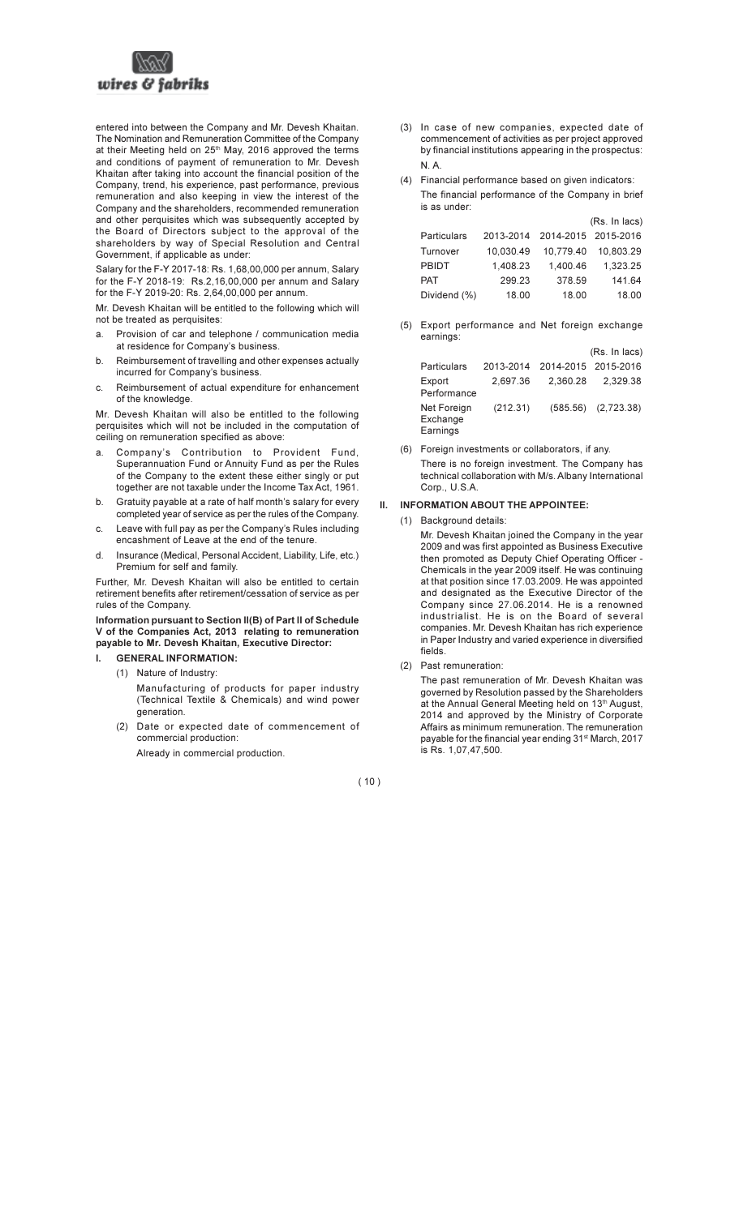entered into between the Company and Mr. Devesh Khaitan. The Nomination and Remuneration Committee of the Company at their Meeting held on 25th May, 2016 approved the terms and conditions of payment of remuneration to Mr. Devesh Khaitan after taking into account the financial position of the Company, trend, his experience, past performance, previous remuneration and also keeping in view the interest of the Company and the shareholders, recommended remuneration and other perquisites which was subsequently accepted by the Board of Directors subject to the approval of the shareholders by way of Special Resolution and Central Government, if applicable as under:

Salary for the F-Y 2017-18: Rs. 1,68,00,000 per annum, Salary for the F-Y 2018-19: Rs.2,16,00,000 per annum and Salary for the F-Y 2019-20: Rs. 2,64,00,000 per annum.

Mr. Devesh Khaitan will be entitled to the following which will not be treated as perquisites:

a. Provision of car and telephone / communication media at residence for Company's business.
b. Reimbursement of travelling and other expenses actually incurred for Company's business.
c. Reimbursement of actual expenditure for enhancement of the knowledge.

Mr. Devesh Khaitan will also be entitled to the following perquisites which will not be included in the computation of ceiling on remuneration specified as above:

a. Company's Contribution to Provident Fund, Superannuation Fund or Annuity Fund as per the Rules of the Company to the extent these either singly or put together are not taxable under the Income Tax Act, 1961.
b. Gratuity payable at a rate of half month's salary for every completed year of service as per the rules of the Company.
c. Leave with full pay as per the Company's Rules including encashment of Leave at the end of the tenure.
d. Insurance (Medical, Personal Accident, Liability, Life, etc.) Premium for self and family.

Further, Mr. Devesh Khaitan will also be entitled to certain retirement benefits after retirement/cessation of service as per rules of the Company.

**Information pursuant to Section II(B) of Part II of Schedule V of the Companies Act, 2013 relating to remuneration payable to Mr. Devesh Khaitan, Executive Director:**

**I. GENERAL INFORMATION:**

(1) Nature of Industry:

Manufacturing of products for paper industry (Technical Textile & Chemicals) and wind power generation.

(2) Date or expected date of commencement of commercial production:

Already in commercial production.

(3) In case of new companies, expected date of commencement of activities as per project approved by financial institutions appearing in the prospectus: N. A.

(4) Financial performance based on given indicators:

The financial performance of the Company in brief is as under:

(Rs. In lacs)

| Particulars | 2013-2014 | 2014-2015 | 2015-2016 |
|---|---|---|---|
| Turnover | 10,030.49 | 10,779.40 | 10,803.29 |
| PBIDT | 1,408.23 | 1,400.46 | 1,323.25 |
| PAT | 299.23 | 378.59 | 141.64 |
| Dividend (%) | 18.00 | 18.00 | 18.00 |

(5) Export performance and Net foreign exchange earnings:

(Rs. In lacs)

| Particulars | 2013-2014 | 2014-2015 | 2015-2016 |
|---|---|---|---|
| Export Performance | 2,697.36 | 2,360.28 | 2,329.38 |
| Net Foreign Exchange Earnings | (212.31) | (585.56) | (2,723.38) |

(6) Foreign investments or collaborators, if any.

There is no foreign investment. The Company has technical collaboration with M/s. Albany International Corp., U.S.A.

**II. INFORMATION ABOUT THE APPOINTEE:**

(1) Background details:

Mr. Devesh Khaitan joined the Company in the year 2009 and was first appointed as Business Executive then promoted as Deputy Chief Operating Officer - Chemicals in the year 2009 itself. He was continuing at that position since 17.03.2009. He was appointed and designated as the Executive Director of the Company since 27.06.2014. He is a renowned industrialist. He is on the Board of several companies. Mr. Devesh Khaitan has rich experience in Paper Industry and varied experience in diversified fields.

(2) Past remuneration:

The past remuneration of Mr. Devesh Khaitan was governed by Resolution passed by the Shareholders at the Annual General Meeting held on 13th August, 2014 and approved by the Ministry of Corporate Affairs as minimum remuneration. The remuneration payable for the financial year ending 31st March, 2017 is Rs. 1,07,47,500.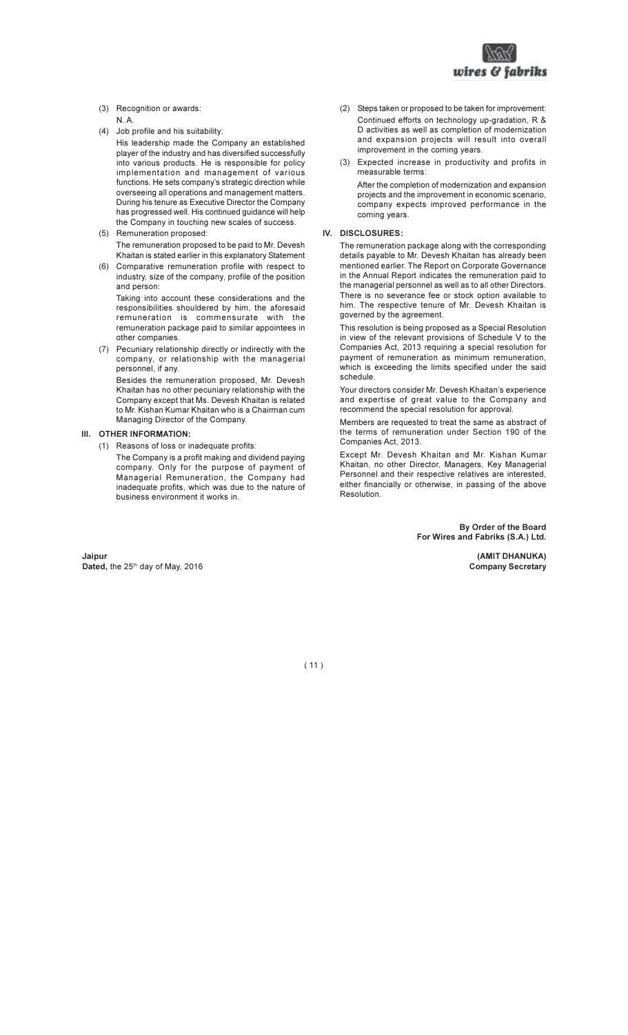(3) Recognition or awards:

N. A.

(4) Job profile and his suitability:

His leadership made the Company an established player of the industry and has diversified successfully into various products. He is responsible for policy implementation and management of various functions. He sets company's strategic direction while overseeing all operations and management matters. During his tenure as Executive Director the Company has progressed well. His continued guidance will help the Company in touching new scales of success.

(5) Remuneration proposed:

The remuneration proposed to be paid to Mr. Devesh Khaitan is stated earlier in this explanatory Statement

(6) Comparative remuneration profile with respect to industry, size of the company, profile of the position and person:

Taking into account these considerations and the responsibilities shouldered by him, the aforesaid remuneration is commensurate with the remuneration package paid to similar appointees in other companies.

(7) Pecuniary relationship directly or indirectly with the company, or relationship with the managerial personnel, if any.

Besides the remuneration proposed, Mr. Devesh Khaitan has no other pecuniary relationship with the Company except that Ms. Devesh Khaitan is related to Mr. Kishan Kumar Khaitan who is a Chairman cum Managing Director of the Company.

## III. OTHER INFORMATION:

(1) Reasons of loss or inadequate profits:

The Company is a profit making and dividend paying company. Only for the purpose of payment of Managerial Remuneration, the Company had inadequate profits, which was due to the nature of business environment it works in.

(2) Steps taken or proposed to be taken for improvement:

Continued efforts on technology up-gradation, R & D activities as well as completion of modernization and expansion projects will result into overall improvement in the coming years.

(3) Expected increase in productivity and profits in measurable terms:

After the completion of modernization and expansion projects and the improvement in economic scenario, company expects improved performance in the coming years.

## IV. DISCLOSURES:

The remuneration package along with the corresponding details payable to Mr. Devesh Khaitan has already been mentioned earlier. The Report on Corporate Governance in the Annual Report indicates the remuneration paid to the managerial personnel as well as to all other Directors. There is no severance fee or stock option available to him. The respective tenure of Mr. Devesh Khaitan is governed by the agreement.

This resolution is being proposed as a Special Resolution in view of the relevant provisions of Schedule V to the Companies Act, 2013 requiring a special resolution for payment of remuneration as minimum remuneration, which is exceeding the limits specified under the said schedule.

Your directors consider Mr. Devesh Khaitan's experience and expertise of great value to the Company and recommend the special resolution for approval.

Members are requested to treat the same as abstract of the terms of remuneration under Section 190 of the Companies Act, 2013.

Except Mr. Devesh Khaitan and Mr. Kishan Kumar Khaitan, no other Director, Managers, Key Managerial Personnel and their respective relatives are interested, either financially or otherwise, in passing of the above Resolution.

**By Order of the Board**
**For Wires and Fabriks (S.A.) Ltd.**

**Jaipur**
**Dated,** the 25th day of May, 2016

**(AMIT DHANUKA)**
**Company Secretary**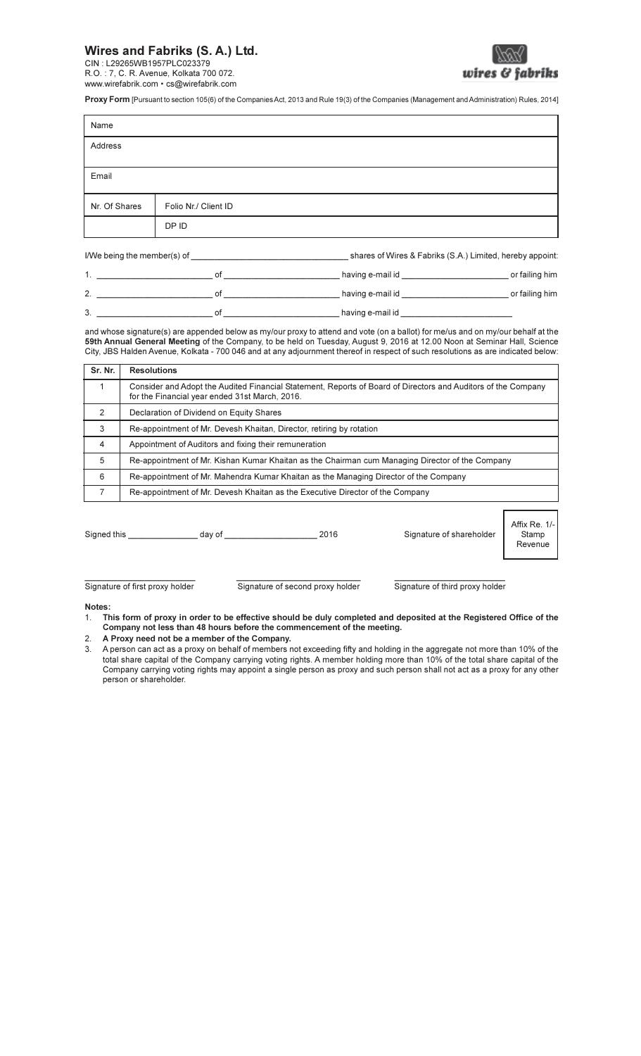# Wires and Fabriks (S. A.) Ltd.

CIN : L29265WB1957PLC023379
R.O. : 7, C. R. Avenue, Kolkata 700 072.
www.wirefabrik.com • cs@wirefabrik.com

wires & fabriks

**Proxy Form** [Pursuant to section 105(6) of the Companies Act, 2013 and Rule 19(3) of the Companies (Management and Administration) Rules, 2014]

| | |
|---|---|
| Name | |
| Address | |
| Email | |
| Nr. Of Shares | Folio Nr./ Client ID |
| | DP ID |

I/We being the member(s) of ______________________ shares of Wires & Fabriks (S.A.) Limited, hereby appoint:

1. ______________________ of ______________________ having e-mail id ______________________ or failing him
2. ______________________ of ______________________ having e-mail id ______________________ or failing him
3. ______________________ of ______________________ having e-mail id ______________________

and whose signature(s) are appended below as my/our proxy to attend and vote (on a ballot) for me/us and on my/our behalf at the **59th Annual General Meeting** of the Company, to be held on Tuesday, August 9, 2016 at 12.00 Noon at Seminar Hall, Science City, JBS Halden Avenue, Kolkata - 700 046 and at any adjournment thereof in respect of such resolutions as are indicated below:

| Sr. Nr. | Resolutions |
|---|---|
| 1 | Consider and Adopt the Audited Financial Statement, Reports of Board of Directors and Auditors of the Company for the Financial year ended 31st March, 2016. |
| 2 | Declaration of Dividend on Equity Shares |
| 3 | Re-appointment of Mr. Devesh Khaitan, Director, retiring by rotation |
| 4 | Appointment of Auditors and fixing their remuneration |
| 5 | Re-appointment of Mr. Kishan Kumar Khaitan as the Chairman cum Managing Director of the Company |
| 6 | Re-appointment of Mr. Mahendra Kumar Khaitan as the Managing Director of the Company |
| 7 | Re-appointment of Mr. Devesh Khaitan as the Executive Director of the Company |

Signed this ______________ day of ____________________ 2016

Signature of shareholder

Affix Re. 1/- Stamp Revenue

______________________ Signature of first proxy holder

______________________ Signature of second proxy holder

______________________ Signature of third proxy holder

**Notes:**

1. **This form of proxy in order to be effective should be duly completed and deposited at the Registered Office of the Company not less than 48 hours before the commencement of the meeting.**
2. **A Proxy need not be a member of the Company.**
3. A person can act as a proxy on behalf of members not exceeding fifty and holding in the aggregate not more than 10% of the total share capital of the Company carrying voting rights. A member holding more than 10% of the total share capital of the Company carrying voting rights may appoint a single person as proxy and such person shall not act as a proxy for any other person or shareholder.